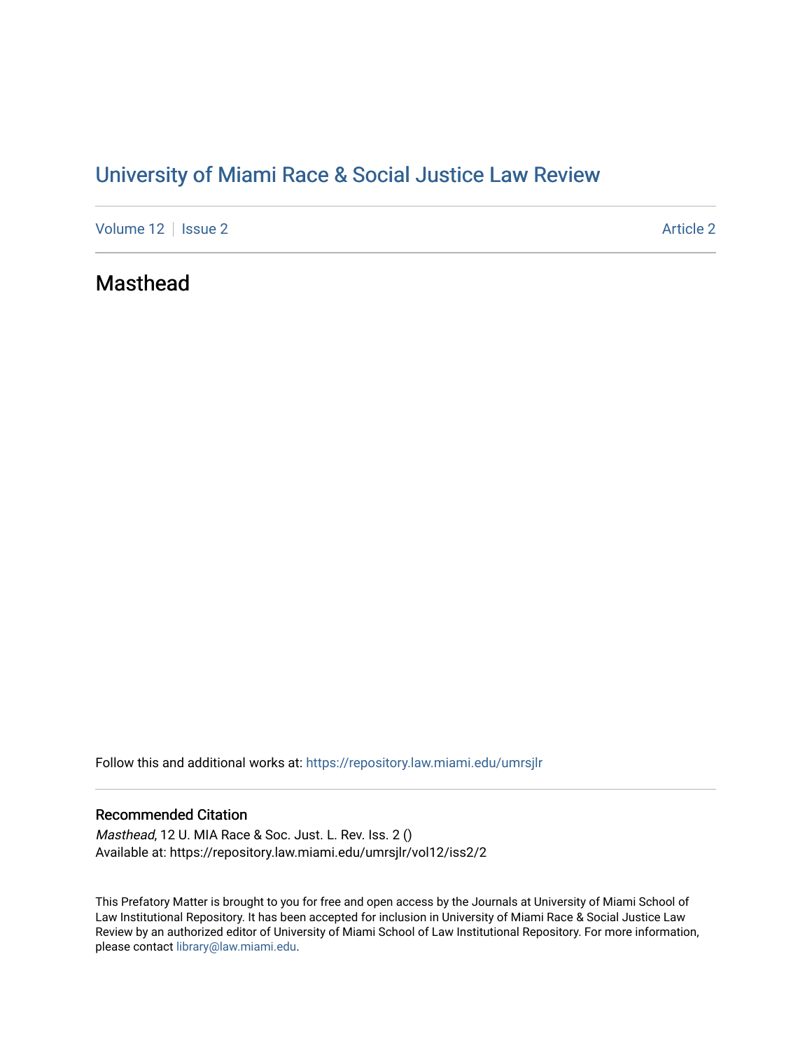# University of Miami Race & Social Justice Law Review

Volume 12 | Issue 2 | Article 2

## Masthead

Follow this and additional works at: https://repository.law.miami.edu/umrsjlr

### Recommended Citation

*Masthead*, 12 U. MIA Race & Soc. Just. L. Rev. Iss. 2 ()
Available at: https://repository.law.miami.edu/umrsjlr/vol12/iss2/2

This Prefatory Matter is brought to you for free and open access by the Journals at University of Miami School of Law Institutional Repository. It has been accepted for inclusion in University of Miami Race & Social Justice Law Review by an authorized editor of University of Miami School of Law Institutional Repository. For more information, please contact library@law.miami.edu.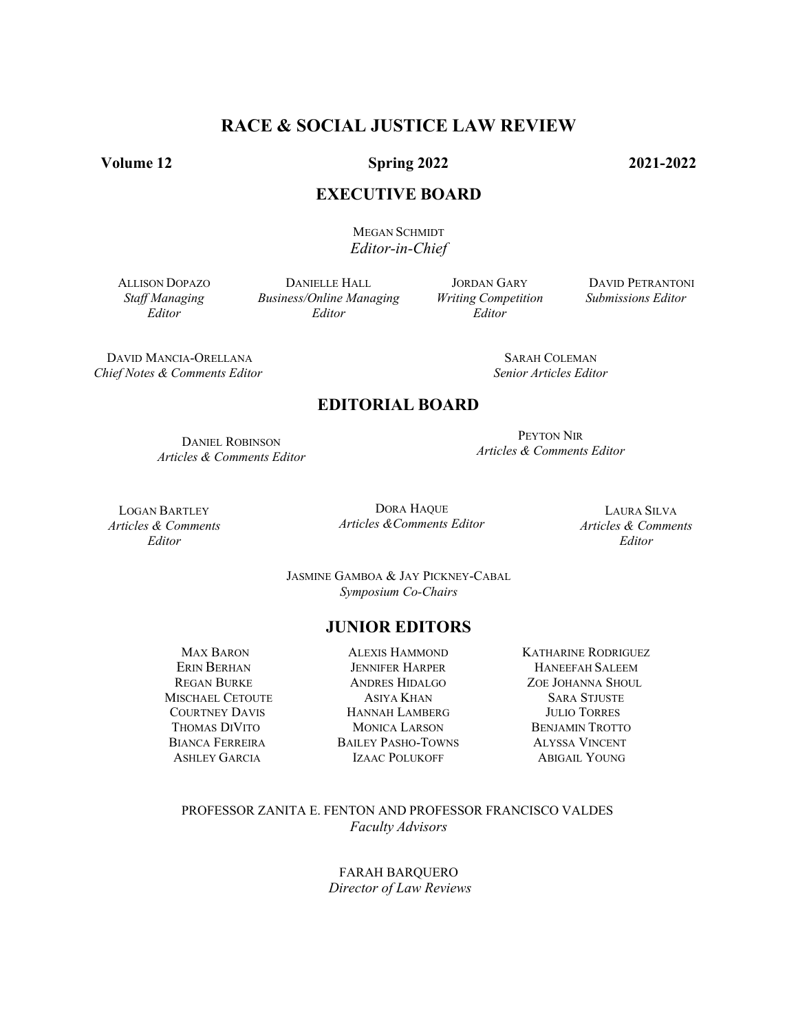# RACE & SOCIAL JUSTICE LAW REVIEW

**Volume 12** **Spring 2022** **2021-2022**

## EXECUTIVE BOARD

MEGAN SCHMIDT
*Editor-in-Chief*

ALLISON DOPAZO
*Staff Managing Editor*

DANIELLE HALL
*Business/Online Managing Editor*

JORDAN GARY
*Writing Competition Editor*

DAVID PETRANTONI
*Submissions Editor*

DAVID MANCIA-ORELLANA
*Chief Notes & Comments Editor*

SARAH COLEMAN
*Senior Articles Editor*

## EDITORIAL BOARD

DANIEL ROBINSON
*Articles & Comments Editor*

PEYTON NIR
*Articles & Comments Editor*

LOGAN BARTLEY
*Articles & Comments Editor*

DORA HAQUE
*Articles &Comments Editor*

LAURA SILVA
*Articles & Comments Editor*

JASMINE GAMBOA & JAY PICKNEY-CABAL
*Symposium Co-Chairs*

## JUNIOR EDITORS

MAX BARON
ERIN BERHAN
REGAN BURKE
MISCHAEL CETOUTE
COURTNEY DAVIS
THOMAS DIVITO
BIANCA FERREIRA
ASHLEY GARCIA

ALEXIS HAMMOND
JENNIFER HARPER
ANDRES HIDALGO
ASIYA KHAN
HANNAH LAMBERG
MONICA LARSON
BAILEY PASHO-TOWNS
IZAAC POLUKOFF

KATHARINE RODRIGUEZ
HANEEFAH SALEEM
ZOE JOHANNA SHOUL
SARA STJUSTE
JULIO TORRES
BENJAMIN TROTTO
ALYSSA VINCENT
ABIGAIL YOUNG

PROFESSOR ZANITA E. FENTON AND PROFESSOR FRANCISCO VALDES
*Faculty Advisors*

FARAH BARQUERO
*Director of Law Reviews*